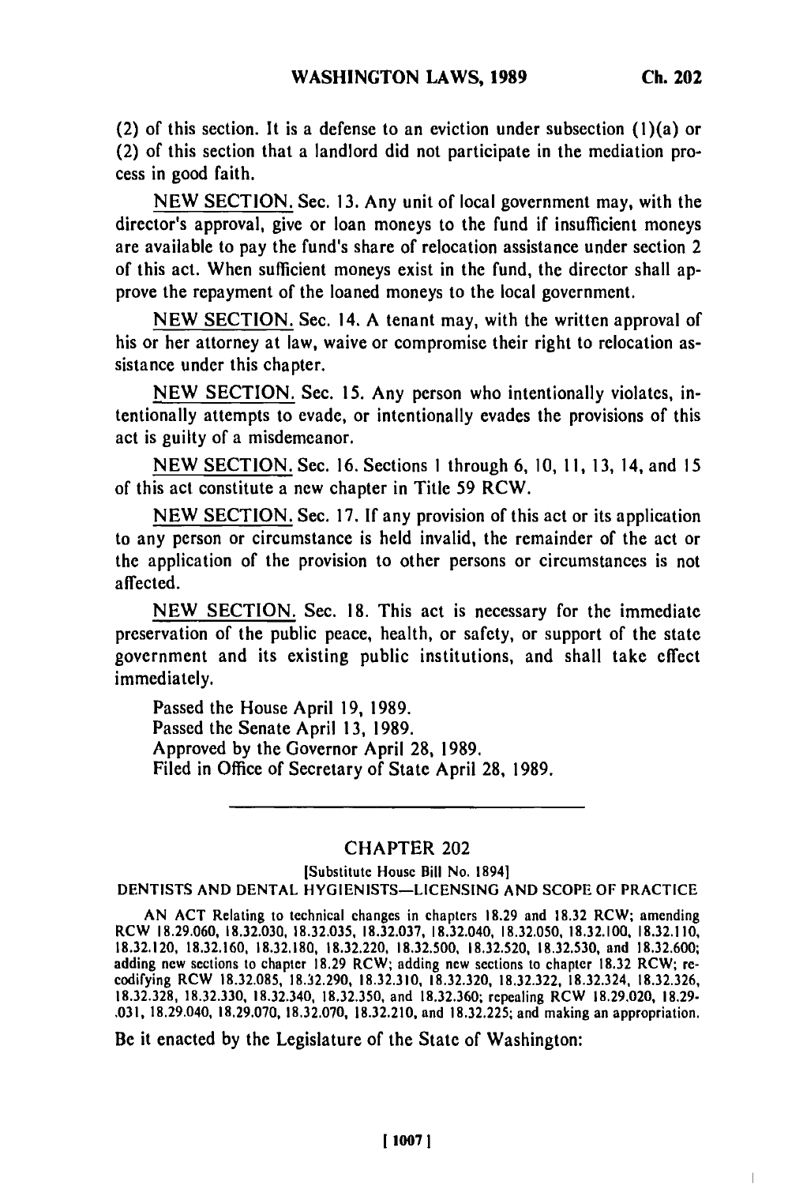(2) of this section. It is a defense to an eviction under subsection (1)(a) or (2) of this section that a landlord did not participate in the mediation process in good faith.

NEW SECTION. Sec. 13. Any unit of local government may, with the director's approval, give or loan moneys to the fund if insufficient moneys are available to pay the fund's share of relocation assistance under section 2 of this act. When sufficient moneys exist in the fund, the director shall approve the repayment of the loaned moneys to the local government.

NEW SECTION. Sec. 14. A tenant may, with the written approval of his or her attorney at law, waive or compromise their right to relocation assistance under this chapter.

NEW SECTION. Sec. 15. Any person who intentionally violates, intentionally attempts to evade, or intentionally evades the provisions of this act is guilty of a misdemeanor.

NEW SECTION. Sec. 16. Sections 1 through 6, 10, 11, 13, 14, and 15 of this act constitute a new chapter in Title 59 RCW.

NEW SECTION. Sec. 17. If any provision of this act or its application to any person or circumstance is held invalid, the remainder of the act or the application of the provision to other persons or circumstances is not affected.

NEW SECTION. Sec. 18. This act is necessary for the immediate preservation of the public peace, health, or safety, or support of the state government and its existing public institutions, and shall take effect immediately.

Passed the House April 19, 1989.
Passed the Senate April 13, 1989.
Approved by the Governor April 28, 1989.
Filed in Office of Secretary of State April 28, 1989.

---

## CHAPTER 202

[Substitute House Bill No. 1894]

### DENTISTS AND DENTAL HYGIENISTS—LICENSING AND SCOPE OF PRACTICE

AN ACT Relating to technical changes in chapters 18.29 and 18.32 RCW; amending RCW 18.29.060, 18.32.030, 18.32.035, 18.32.037, 18.32.040, 18.32.050, 18.32.100, 18.32.110, 18.32.120, 18.32.160, 18.32.180, 18.32.220, 18.32.500, 18.32.520, 18.32.530, and 18.32.600; adding new sections to chapter 18.29 RCW; adding new sections to chapter 18.32 RCW; recodifying RCW 18.32.085, 18.32.290, 18.32.310, 18.32.320, 18.32.322, 18.32.324, 18.32.326, 18.32.328, 18.32.330, 18.32.340, 18.32.350, and 18.32.360; repealing RCW 18.29.020, 18.29.031, 18.29.040, 18.29.070, 18.32.070, 18.32.210, and 18.32.225; and making an appropriation.

Be it enacted by the Legislature of the State of Washington: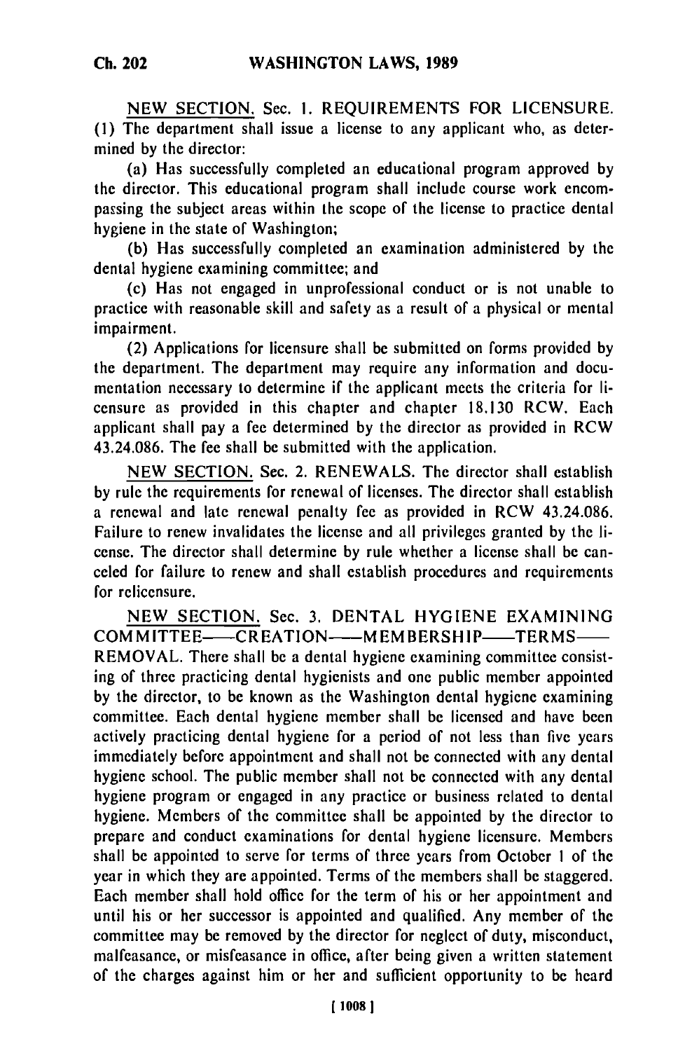NEW SECTION. Sec. 1. REQUIREMENTS FOR LICENSURE. (1) The department shall issue a license to any applicant who, as determined by the director:

(a) Has successfully completed an educational program approved by the director. This educational program shall include course work encompassing the subject areas within the scope of the license to practice dental hygiene in the state of Washington;

(b) Has successfully completed an examination administered by the dental hygiene examining committee; and

(c) Has not engaged in unprofessional conduct or is not unable to practice with reasonable skill and safety as a result of a physical or mental impairment.

(2) Applications for licensure shall be submitted on forms provided by the department. The department may require any information and documentation necessary to determine if the applicant meets the criteria for licensure as provided in this chapter and chapter 18.130 RCW. Each applicant shall pay a fee determined by the director as provided in RCW 43.24.086. The fee shall be submitted with the application.

NEW SECTION. Sec. 2. RENEWALS. The director shall establish by rule the requirements for renewal of licenses. The director shall establish a renewal and late renewal penalty fee as provided in RCW 43.24.086. Failure to renew invalidates the license and all privileges granted by the license. The director shall determine by rule whether a license shall be canceled for failure to renew and shall establish procedures and requirements for relicensure.

NEW SECTION. Sec. 3. DENTAL HYGIENE EXAMINING COMMITTEE——CREATION——MEMBERSHIP——TERMS——REMOVAL. There shall be a dental hygiene examining committee consisting of three practicing dental hygienists and one public member appointed by the director, to be known as the Washington dental hygiene examining committee. Each dental hygiene member shall be licensed and have been actively practicing dental hygiene for a period of not less than five years immediately before appointment and shall not be connected with any dental hygiene school. The public member shall not be connected with any dental hygiene program or engaged in any practice or business related to dental hygiene. Members of the committee shall be appointed by the director to prepare and conduct examinations for dental hygiene licensure. Members shall be appointed to serve for terms of three years from October 1 of the year in which they are appointed. Terms of the members shall be staggered. Each member shall hold office for the term of his or her appointment and until his or her successor is appointed and qualified. Any member of the committee may be removed by the director for neglect of duty, misconduct, malfeasance, or misfeasance in office, after being given a written statement of the charges against him or her and sufficient opportunity to be heard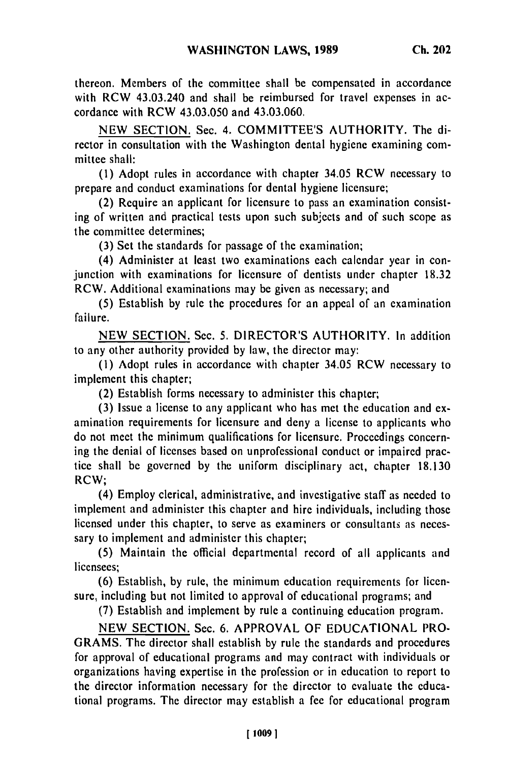thereon. Members of the committee shall be compensated in accordance with RCW 43.03.240 and shall be reimbursed for travel expenses in accordance with RCW 43.03.050 and 43.03.060.

NEW SECTION. Sec. 4. COMMITTEE'S AUTHORITY. The director in consultation with the Washington dental hygiene examining committee shall:

(1) Adopt rules in accordance with chapter 34.05 RCW necessary to prepare and conduct examinations for dental hygiene licensure;

(2) Require an applicant for licensure to pass an examination consisting of written and practical tests upon such subjects and of such scope as the committee determines;

(3) Set the standards for passage of the examination;

(4) Administer at least two examinations each calendar year in conjunction with examinations for licensure of dentists under chapter 18.32 RCW. Additional examinations may be given as necessary; and

(5) Establish by rule the procedures for an appeal of an examination failure.

NEW SECTION. Sec. 5. DIRECTOR'S AUTHORITY. In addition to any other authority provided by law, the director may:

(1) Adopt rules in accordance with chapter 34.05 RCW necessary to implement this chapter;

(2) Establish forms necessary to administer this chapter;

(3) Issue a license to any applicant who has met the education and examination requirements for licensure and deny a license to applicants who do not meet the minimum qualifications for licensure. Proceedings concerning the denial of licenses based on unprofessional conduct or impaired practice shall be governed by the uniform disciplinary act, chapter 18.130 RCW;

(4) Employ clerical, administrative, and investigative staff as needed to implement and administer this chapter and hire individuals, including those licensed under this chapter, to serve as examiners or consultants as necessary to implement and administer this chapter;

(5) Maintain the official departmental record of all applicants and licensees;

(6) Establish, by rule, the minimum education requirements for licensure, including but not limited to approval of educational programs; and

(7) Establish and implement by rule a continuing education program.

NEW SECTION. Sec. 6. APPROVAL OF EDUCATIONAL PROGRAMS. The director shall establish by rule the standards and procedures for approval of educational programs and may contract with individuals or organizations having expertise in the profession or in education to report to the director information necessary for the director to evaluate the educational programs. The director may establish a fee for educational program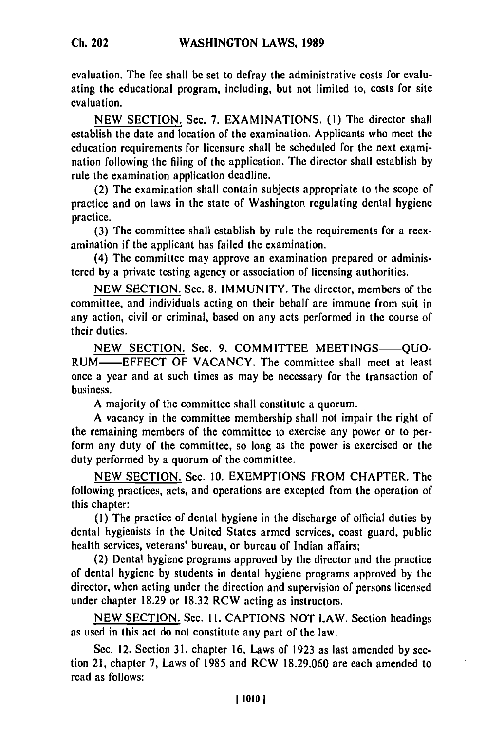evaluation. The fee shall be set to defray the administrative costs for evaluating the educational program, including, but not limited to, costs for site evaluation.

NEW SECTION. Sec. 7. EXAMINATIONS. (1) The director shall establish the date and location of the examination. Applicants who meet the education requirements for licensure shall be scheduled for the next examination following the filing of the application. The director shall establish by rule the examination application deadline.

(2) The examination shall contain subjects appropriate to the scope of practice and on laws in the state of Washington regulating dental hygiene practice.

(3) The committee shall establish by rule the requirements for a reexamination if the applicant has failed the examination.

(4) The committee may approve an examination prepared or administered by a private testing agency or association of licensing authorities.

NEW SECTION. Sec. 8. IMMUNITY. The director, members of the committee, and individuals acting on their behalf are immune from suit in any action, civil or criminal, based on any acts performed in the course of their duties.

NEW SECTION. Sec. 9. COMMITTEE MEETINGS——QUORUM——EFFECT OF VACANCY. The committee shall meet at least once a year and at such times as may be necessary for the transaction of business.

A majority of the committee shall constitute a quorum.

A vacancy in the committee membership shall not impair the right of the remaining members of the committee to exercise any power or to perform any duty of the committee, so long as the power is exercised or the duty performed by a quorum of the committee.

NEW SECTION. Sec. 10. EXEMPTIONS FROM CHAPTER. The following practices, acts, and operations are excepted from the operation of this chapter:

(1) The practice of dental hygiene in the discharge of official duties by dental hygienists in the United States armed services, coast guard, public health services, veterans' bureau, or bureau of Indian affairs;

(2) Dental hygiene programs approved by the director and the practice of dental hygiene by students in dental hygiene programs approved by the director, when acting under the direction and supervision of persons licensed under chapter 18.29 or 18.32 RCW acting as instructors.

NEW SECTION. Sec. 11. CAPTIONS NOT LAW. Section headings as used in this act do not constitute any part of the law.

Sec. 12. Section 31, chapter 16, Laws of 1923 as last amended by section 21, chapter 7, Laws of 1985 and RCW 18.29.060 are each amended to read as follows: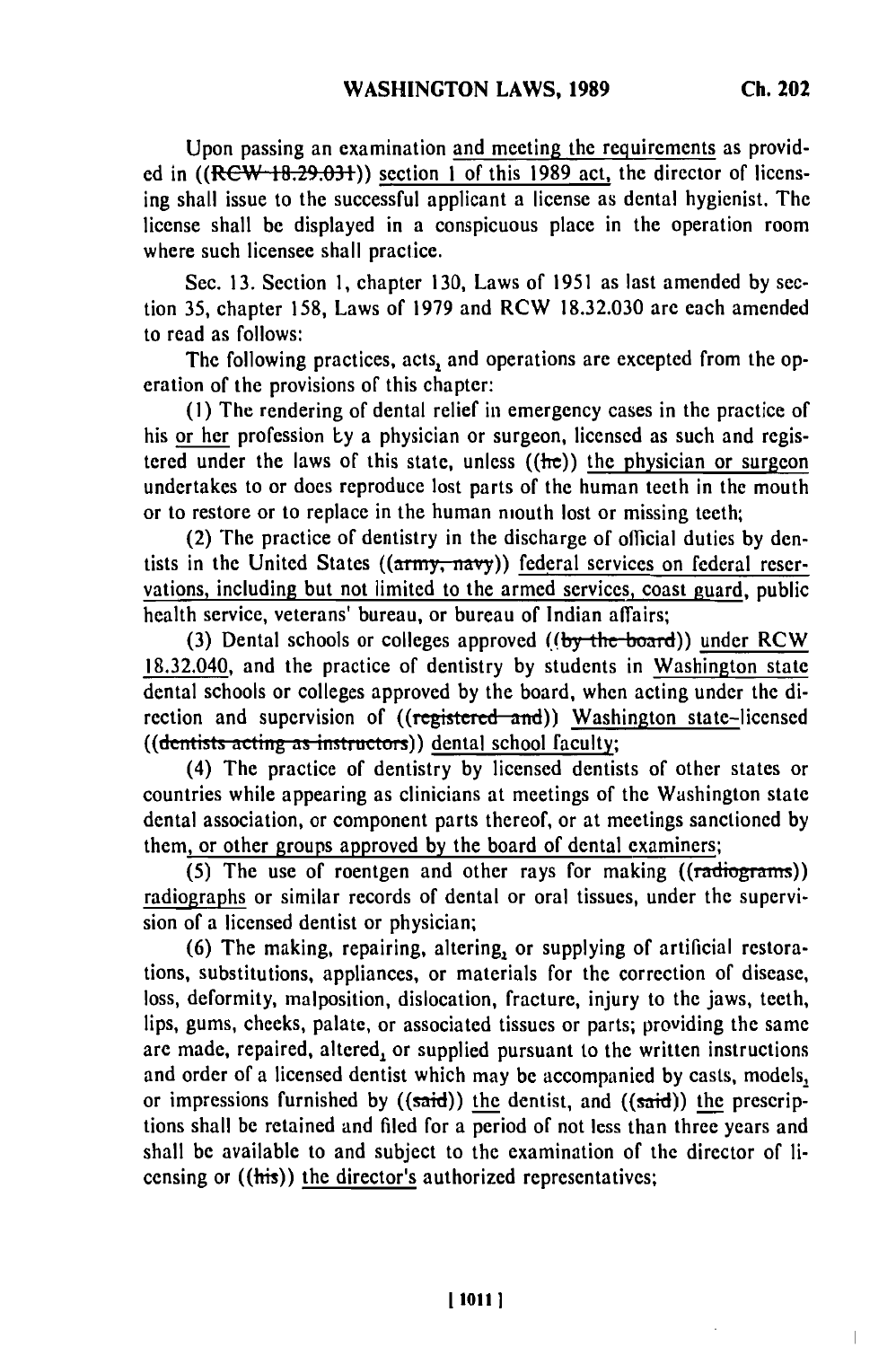Upon passing an examination and meeting the requirements as provided in ((RCW 18.29.031)) section 1 of this 1989 act, the director of licensing shall issue to the successful applicant a license as dental hygienist. The license shall be displayed in a conspicuous place in the operation room where such licensee shall practice.

Sec. 13. Section 1, chapter 130, Laws of 1951 as last amended by section 35, chapter 158, Laws of 1979 and RCW 18.32.030 are each amended to read as follows:

The following practices, acts, and operations are excepted from the operation of the provisions of this chapter:

(1) The rendering of dental relief in emergency cases in the practice of his or her profession by a physician or surgeon, licensed as such and registered under the laws of this state, unless ((he)) the physician or surgeon undertakes to or does reproduce lost parts of the human teeth in the mouth or to restore or to replace in the human mouth lost or missing teeth;

(2) The practice of dentistry in the discharge of official duties by dentists in the United States ((army, navy)) federal services on federal reservations, including but not limited to the armed services, coast guard, public health service, veterans' bureau, or bureau of Indian affairs;

(3) Dental schools or colleges approved ((by the board)) under RCW 18.32.040, and the practice of dentistry by students in Washington state dental schools or colleges approved by the board, when acting under the direction and supervision of ((registered and)) Washington state-licensed ((dentists acting as instructors)) dental school faculty;

(4) The practice of dentistry by licensed dentists of other states or countries while appearing as clinicians at meetings of the Washington state dental association, or component parts thereof, or at meetings sanctioned by them, or other groups approved by the board of dental examiners;

(5) The use of roentgen and other rays for making ((radiograms)) radiographs or similar records of dental or oral tissues, under the supervision of a licensed dentist or physician;

(6) The making, repairing, altering, or supplying of artificial restorations, substitutions, appliances, or materials for the correction of disease, loss, deformity, malposition, dislocation, fracture, injury to the jaws, teeth, lips, gums, cheeks, palate, or associated tissues or parts; providing the same are made, repaired, altered, or supplied pursuant to the written instructions and order of a licensed dentist which may be accompanied by casts, models, or impressions furnished by ((said)) the dentist, and ((said)) the prescriptions shall be retained and filed for a period of not less than three years and shall be available to and subject to the examination of the director of licensing or ((his)) the director's authorized representatives;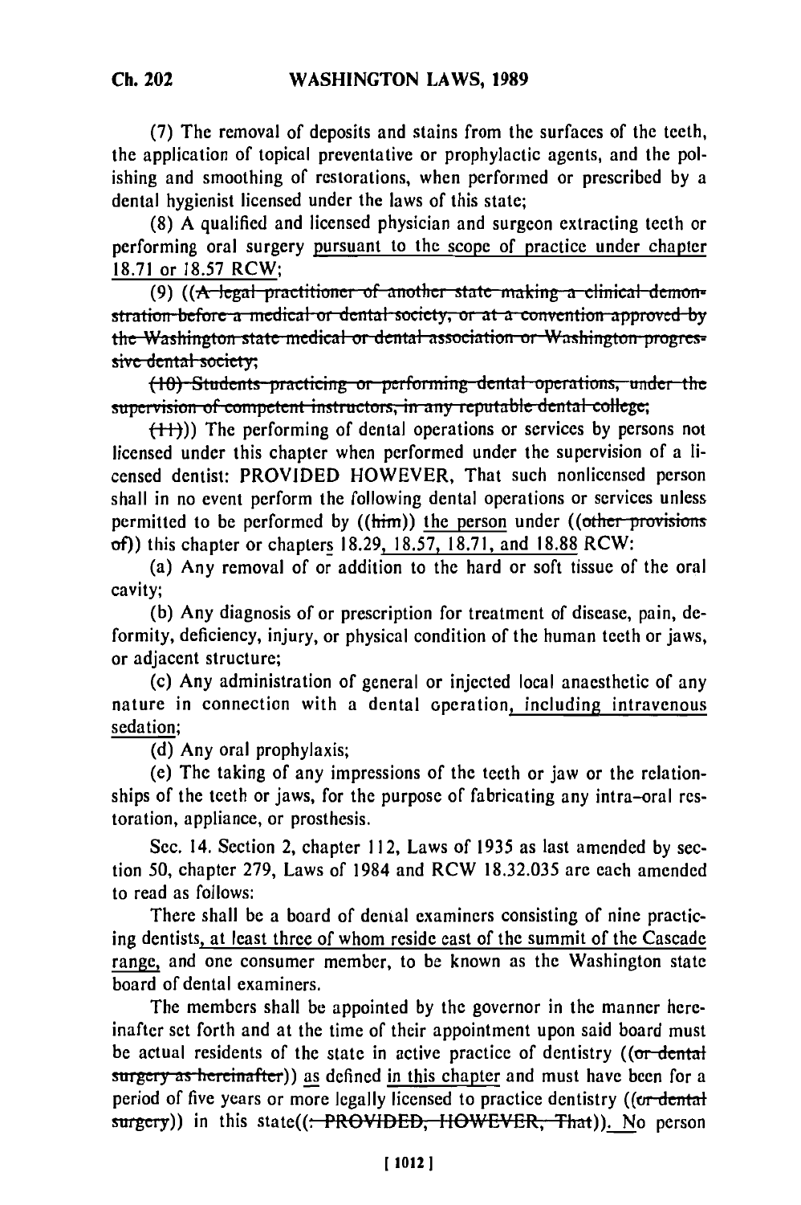(7) The removal of deposits and stains from the surfaces of the teeth, the application of topical preventative or prophylactic agents, and the polishing and smoothing of restorations, when performed or prescribed by a dental hygienist licensed under the laws of this state;

(8) A qualified and licensed physician and surgeon extracting teeth or performing oral surgery pursuant to the scope of practice under chapter 18.71 or 18.57 RCW;

(9) ((~~A legal practitioner of another state making a clinical demonstration before a medical or dental society, or at a convention approved by the Washington state medical or dental association or Washington progressive dental society;~~

~~(10) Students practicing or performing dental operations, under the supervision of competent instructors, in any reputable dental college;~~

~~(11)~~)) The performing of dental operations or services by persons not licensed under this chapter when performed under the supervision of a licensed dentist: PROVIDED HOWEVER, That such nonlicensed person shall in no event perform the following dental operations or services unless permitted to be performed by ((~~him~~)) the person under ((~~other provisions of~~)) this chapter or chapters 18.29, 18.57, 18.71, and 18.88 RCW:

(a) Any removal of or addition to the hard or soft tissue of the oral cavity;

(b) Any diagnosis of or prescription for treatment of disease, pain, deformity, deficiency, injury, or physical condition of the human teeth or jaws, or adjacent structure;

(c) Any administration of general or injected local anaesthetic of any nature in connection with a dental operation, including intravenous sedation;

(d) Any oral prophylaxis;

(e) The taking of any impressions of the teeth or jaw or the relationships of the teeth or jaws, for the purpose of fabricating any intra-oral restoration, appliance, or prosthesis.

Sec. 14. Section 2, chapter 112, Laws of 1935 as last amended by section 50, chapter 279, Laws of 1984 and RCW 18.32.035 are each amended to read as follows:

There shall be a board of dental examiners consisting of nine practicing dentists, at least three of whom reside east of the summit of the Cascade range, and one consumer member, to be known as the Washington state board of dental examiners.

The members shall be appointed by the governor in the manner hereinafter set forth and at the time of their appointment upon said board must be actual residents of the state in active practice of dentistry ((~~or dental surgery as hereinafter~~)) as defined in this chapter and must have been for a period of five years or more legally licensed to practice dentistry ((~~or dental surgery~~)) in this state((~~: PROVIDED, HOWEVER, That~~)). No person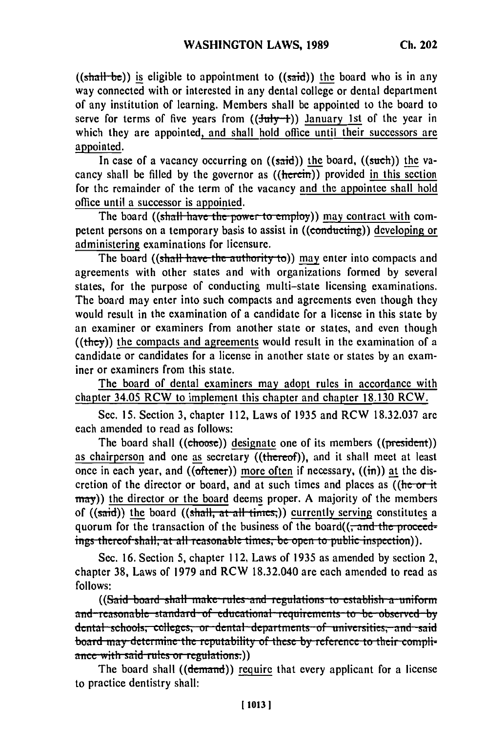((shall be)) is eligible to appointment to ((said)) the board who is in any way connected with or interested in any dental college or dental department of any institution of learning. Members shall be appointed to the board to serve for terms of five years from ((July 1)) January 1st of the year in which they are appointed, and shall hold office until their successors are appointed.

In case of a vacancy occurring on ((said)) the board, ((such)) the vacancy shall be filled by the governor as ((herein)) provided in this section for the remainder of the term of the vacancy and the appointee shall hold office until a successor is appointed.

The board ((shall have the power to employ)) may contract with competent persons on a temporary basis to assist in ((conducting)) developing or administering examinations for licensure.

The board ((shall have the authority to)) may enter into compacts and agreements with other states and with organizations formed by several states, for the purpose of conducting multi-state licensing examinations. The board may enter into such compacts and agreements even though they would result in the examination of a candidate for a license in this state by an examiner or examiners from another state or states, and even though ((they)) the compacts and agreements would result in the examination of a candidate or candidates for a license in another state or states by an examiner or examiners from this state.

The board of dental examiners may adopt rules in accordance with chapter 34.05 RCW to implement this chapter and chapter 18.130 RCW.

Sec. 15. Section 3, chapter 112, Laws of 1935 and RCW 18.32.037 are each amended to read as follows:

The board shall ((choose)) designate one of its members ((president)) as chairperson and one as secretary ((thereof)), and it shall meet at least once in each year, and ((oftener)) more often if necessary, ((in)) at the discretion of the director or board, and at such times and places as ((he or it may)) the director or the board deems proper. A majority of the members of ((said)) the board ((shall, at all times,)) currently serving constitutes a quorum for the transaction of the business of the board((, and the proceedings thereof shall, at all reasonable times, be open to public inspection)).

Sec. 16. Section 5, chapter 112, Laws of 1935 as amended by section 2, chapter 38, Laws of 1979 and RCW 18.32.040 are each amended to read as follows:

((Said board shall make rules and regulations to establish a uniform and reasonable standard of educational requirements to be observed by dental schools, colleges, or dental departments of universities, and said board may determine the reputability of these by reference to their compliance with said rules or regulations.))

The board shall ((demand)) require that every applicant for a license to practice dentistry shall: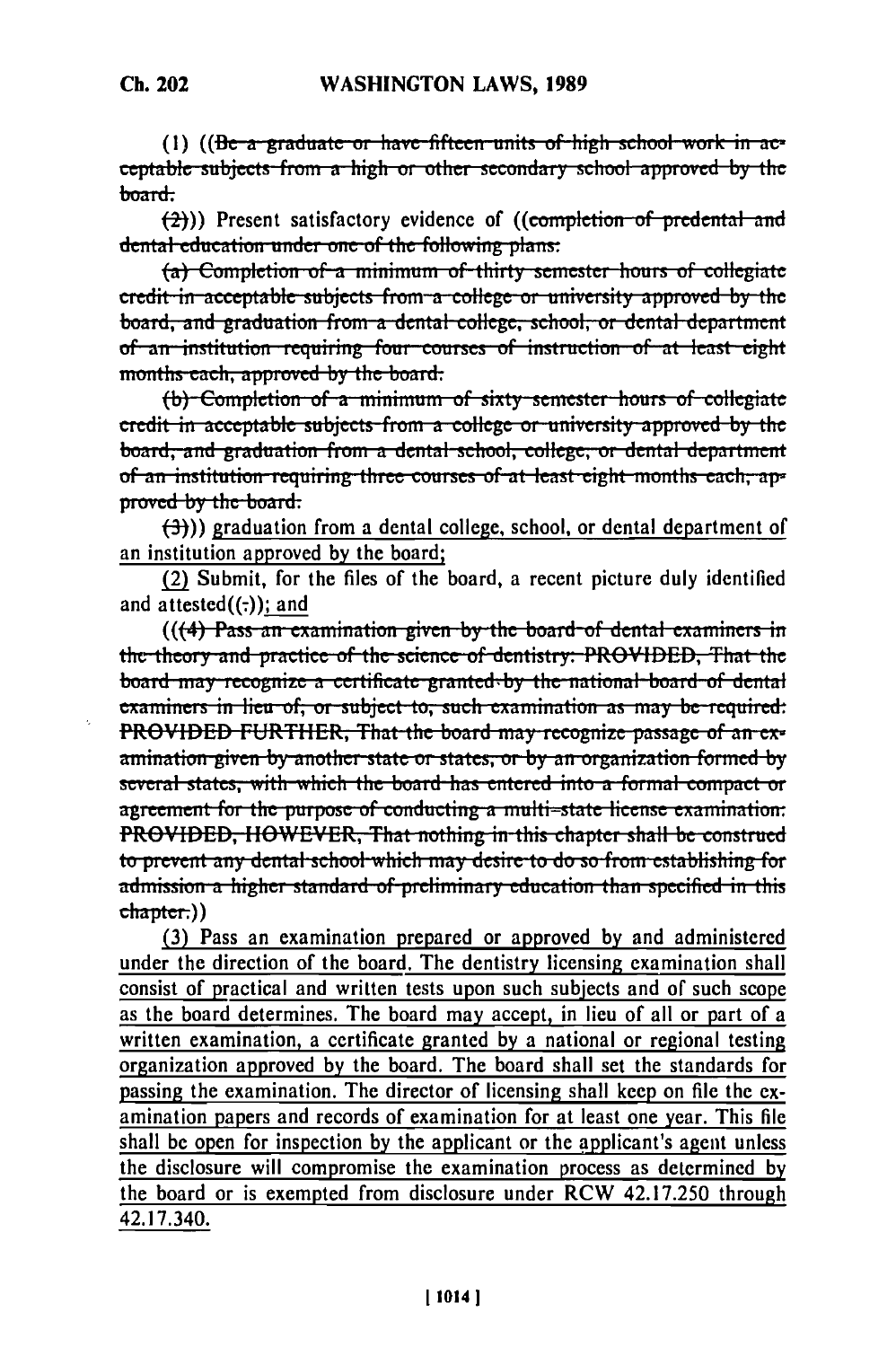(1) ((~~Be a graduate or have fifteen units of high school work in acceptable subjects from a high or other secondary school approved by the board.~~

~~(2)~~)) Present satisfactory evidence of ((~~completion of predental and dental education under one of the following plans:~~

~~(a) Completion of a minimum of thirty semester hours of collegiate credit in acceptable subjects from a college or university approved by the board, and graduation from a dental college, school, or dental department of an institution requiring four courses of instruction of at least eight months each, approved by the board.~~

~~(b) Completion of a minimum of sixty semester hours of collegiate credit in acceptable subjects from a college or university approved by the board, and graduation from a dental school, college, or dental department of an institution requiring three courses of at least eight months each, approved by the board.~~

~~(3)~~)) <u>graduation from a dental college, school, or dental department of an institution approved by the board;</u>

<u>(2)</u> Submit, for the files of the board, a recent picture duly identified and attested((~~.~~))<u>; and</u>

(((~~4) Pass an examination given by the board of dental examiners in the theory and practice of the science of dentistry: PROVIDED, That the board may recognize a certificate granted by the national board of dental examiners in lieu of, or subject to, such examination as may be required: PROVIDED FURTHER, That the board may recognize passage of an examination given by another state or states, or by an organization formed by several states, with which the board has entered into a formal compact or agreement for the purpose of conducting a multi-state license examination: PROVIDED, HOWEVER, That nothing in this chapter shall be construed to prevent any dental school which may desire to do so from establishing for admission a higher standard of preliminary education than specified in this chapter.~~))

<u>(3) Pass an examination prepared or approved by and administered under the direction of the board. The dentistry licensing examination shall consist of practical and written tests upon such subjects and of such scope as the board determines. The board may accept, in lieu of all or part of a written examination, a certificate granted by a national or regional testing organization approved by the board. The board shall set the standards for passing the examination. The director of licensing shall keep on file the examination papers and records of examination for at least one year. This file shall be open for inspection by the applicant or the applicant's agent unless the disclosure will compromise the examination process as determined by the board or is exempted from disclosure under RCW 42.17.250 through 42.17.340.</u>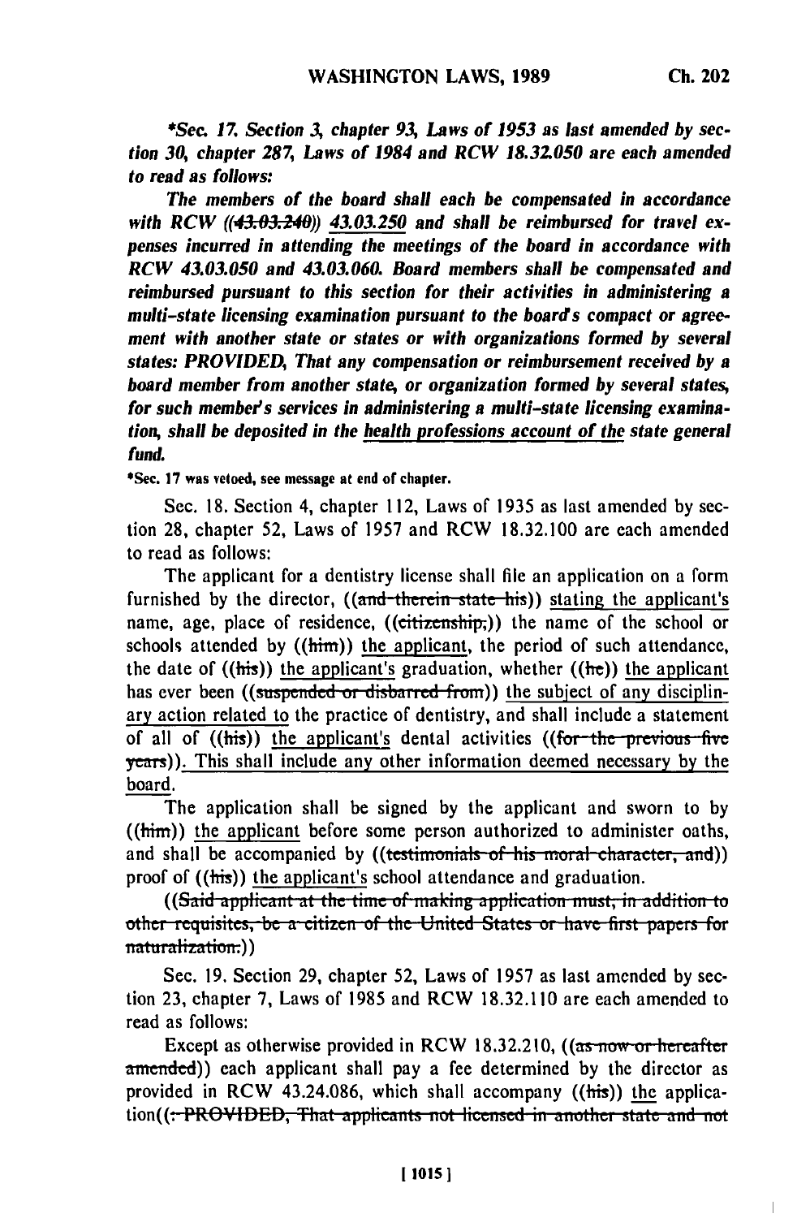*\*Sec. 17. Section 3, chapter 93, Laws of 1953 as last amended by section 30, chapter 287, Laws of 1984 and RCW 18.32.050 are each amended to read as follows:*

*The members of the board shall each be compensated in accordance with RCW ((~~43.03.240~~)) 43.03.250 and shall be reimbursed for travel expenses incurred in attending the meetings of the board in accordance with RCW 43.03.050 and 43.03.060. Board members shall be compensated and reimbursed pursuant to this section for their activities in administering a multi-state licensing examination pursuant to the board's compact or agreement with another state or states or with organizations formed by several states: PROVIDED, That any compensation or reimbursement received by a board member from another state, or organization formed by several states, for such member's services in administering a multi-state licensing examination, shall be deposited in the health professions account of the state general fund.*

\*Sec. 17 was vetoed, see message at end of chapter.

Sec. 18. Section 4, chapter 112, Laws of 1935 as last amended by section 28, chapter 52, Laws of 1957 and RCW 18.32.100 are each amended to read as follows:

The applicant for a dentistry license shall file an application on a form furnished by the director, ((~~and therein state his~~)) stating the applicant's name, age, place of residence, ((~~citizenship,~~)) the name of the school or schools attended by ((~~him~~)) the applicant, the period of such attendance, the date of ((~~his~~)) the applicant's graduation, whether ((~~he~~)) the applicant has ever been ((~~suspended or disbarred from~~)) the subject of any disciplinary action related to the practice of dentistry, and shall include a statement of all of ((~~his~~)) the applicant's dental activities ((~~for the previous five years~~)). This shall include any other information deemed necessary by the board.

The application shall be signed by the applicant and sworn to by ((~~him~~)) the applicant before some person authorized to administer oaths, and shall be accompanied by ((~~testimonials of his moral character, and~~)) proof of ((~~his~~)) the applicant's school attendance and graduation.

((~~Said applicant at the time of making application must, in addition to other requisites, be a citizen of the United States or have first papers for naturalization.~~))

Sec. 19. Section 29, chapter 52, Laws of 1957 as last amended by section 23, chapter 7, Laws of 1985 and RCW 18.32.110 are each amended to read as follows:

Except as otherwise provided in RCW 18.32.210, ((~~as now or hereafter amended~~)) each applicant shall pay a fee determined by the director as provided in RCW 43.24.086, which shall accompany ((~~his~~)) the application((~~: PROVIDED, That applicants not licensed in another state and not~~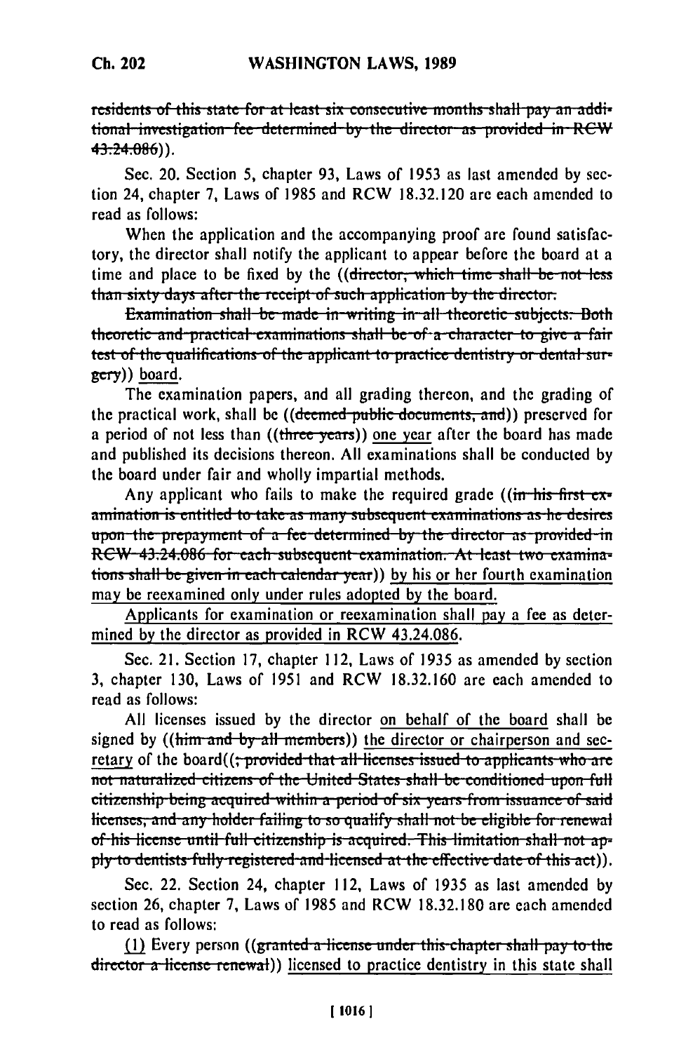~~residents of this state for at least six consecutive months shall pay an additional investigation fee determined by the director as provided in RCW 43.24.086~~)).

Sec. 20. Section 5, chapter 93, Laws of 1953 as last amended by section 24, chapter 7, Laws of 1985 and RCW 18.32.120 are each amended to read as follows:

When the application and the accompanying proof are found satisfactory, the director shall notify the applicant to appear before the board at a time and place to be fixed by the ((~~director, which time shall be not less than sixty days after the receipt of such application by the director.~~

~~Examination shall be made in writing in all theoretic subjects. Both theoretic and practical examinations shall be of a character to give a fair test of the qualifications of the applicant to practice dentistry or dental surgery~~)) board.

The examination papers, and all grading thereon, and the grading of the practical work, shall be ((~~deemed public documents, and~~)) preserved for a period of not less than ((~~three years~~)) one year after the board has made and published its decisions thereon. All examinations shall be conducted by the board under fair and wholly impartial methods.

Any applicant who fails to make the required grade ((~~in his first examination is entitled to take as many subsequent examinations as he desires upon the prepayment of a fee determined by the director as provided in RCW 43.24.086 for each subsequent examination. At least two examinations shall be given in each calendar year~~)) by his or her fourth examination may be reexamined only under rules adopted by the board.

Applicants for examination or reexamination shall pay a fee as determined by the director as provided in RCW 43.24.086.

Sec. 21. Section 17, chapter 112, Laws of 1935 as amended by section 3, chapter 130, Laws of 1951 and RCW 18.32.160 are each amended to read as follows:

All licenses issued by the director on behalf of the board shall be signed by ((~~him and by all members~~)) the director or chairperson and secretary of the board((~~; provided that all licenses issued to applicants who are not naturalized citizens of the United States shall be conditioned upon full citizenship being acquired within a period of six years from issuance of said licenses, and any holder failing to so qualify shall not be eligible for renewal of his license until full citizenship is acquired. This limitation shall not apply to dentists fully registered and licensed at the effective date of this act~~)).

Sec. 22. Section 24, chapter 112, Laws of 1935 as last amended by section 26, chapter 7, Laws of 1985 and RCW 18.32.180 are each amended to read as follows:

(1) Every person ((~~granted a license under this chapter shall pay to the director a license renewal~~)) licensed to practice dentistry in this state shall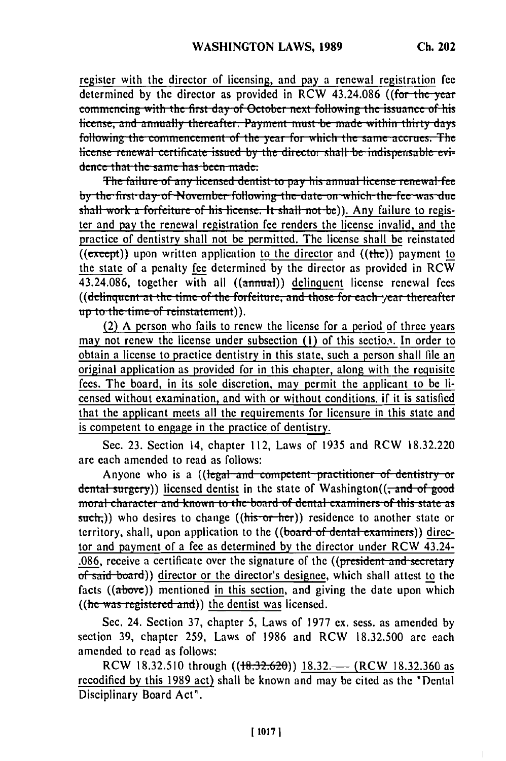register with the director of licensing, and pay a renewal registration fee determined by the director as provided in RCW 43.24.086 ((for the year commencing with the first day of October next following the issuance of his license, and annually thereafter. Payment must be made within thirty days following the commencement of the year for which the same accrues. The license renewal certificate issued by the director shall be indispensable evidence that the same has been made.

The failure of any licensed dentist to pay his annual license renewal fee by the first day of November following the date on which the fee was due shall work a forfeiture of his license. It shall not be)). Any failure to register and pay the renewal registration fee renders the license invalid, and the practice of dentistry shall not be permitted. The license shall be reinstated ((except)) upon written application to the director and ((the)) payment to the state of a penalty fee determined by the director as provided in RCW 43.24.086, together with all ((annual)) delinquent license renewal fees ((delinquent at the time of the forfeiture, and those for each year thereafter up to the time of reinstatement)).

(2) A person who fails to renew the license for a period of three years may not renew the license under subsection (1) of this section. In order to obtain a license to practice dentistry in this state, such a person shall file an original application as provided for in this chapter, along with the requisite fees. The board, in its sole discretion, may permit the applicant to be licensed without examination, and with or without conditions, if it is satisfied that the applicant meets all the requirements for licensure in this state and is competent to engage in the practice of dentistry.

Sec. 23. Section 14, chapter 112, Laws of 1935 and RCW 18.32.220 are each amended to read as follows:

Anyone who is a ((legal and competent practitioner of dentistry or dental surgery)) licensed dentist in the state of Washington((, and of good moral character and known to the board of dental examiners of this state as such,)) who desires to change ((his or her)) residence to another state or territory, shall, upon application to the ((board of dental examiners)) director and payment of a fee as determined by the director under RCW 43.24.086, receive a certificate over the signature of the ((president and secretary of said board)) director or the director's designee, which shall attest to the facts ((above)) mentioned in this section, and giving the date upon which ((he was registered and)) the dentist was licensed.

Sec. 24. Section 37, chapter 5, Laws of 1977 ex. sess. as amended by section 39, chapter 259, Laws of 1986 and RCW 18.32.500 are each amended to read as follows:

RCW 18.32.510 through ((18.32.620)) 18.32.— (RCW 18.32.360 as recodified by this 1989 act) shall be known and may be cited as the "Dental Disciplinary Board Act".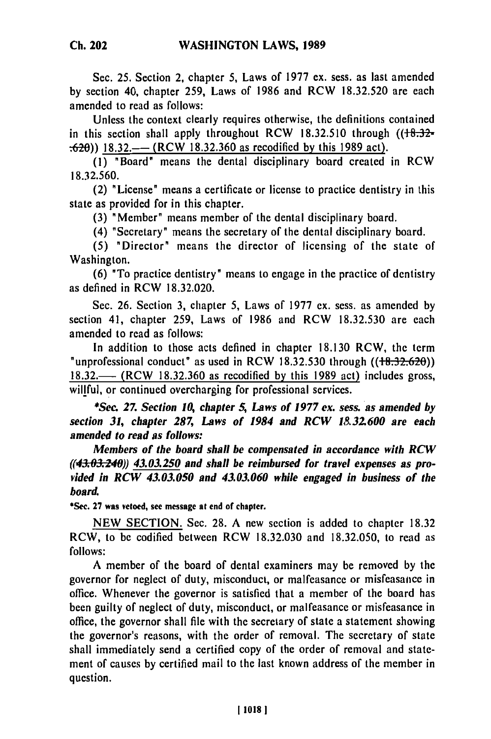Sec. 25. Section 2, chapter 5, Laws of 1977 ex. sess. as last amended by section 40, chapter 259, Laws of 1986 and RCW 18.32.520 are each amended to read as follows:

Unless the context clearly requires otherwise, the definitions contained in this section shall apply throughout RCW 18.32.510 through ((~~18.32.620~~)) 18.32.—— (RCW 18.32.360 as recodified by this 1989 act).

(1) "Board" means the dental disciplinary board created in RCW 18.32.560.

(2) "License" means a certificate or license to practice dentistry in this state as provided for in this chapter.

(3) "Member" means member of the dental disciplinary board.

(4) "Secretary" means the secretary of the dental disciplinary board.

(5) "Director" means the director of licensing of the state of Washington.

(6) "To practice dentistry" means to engage in the practice of dentistry as defined in RCW 18.32.020.

Sec. 26. Section 3, chapter 5, Laws of 1977 ex. sess. as amended by section 41, chapter 259, Laws of 1986 and RCW 18.32.530 are each amended to read as follows:

In addition to those acts defined in chapter 18.130 RCW, the term "unprofessional conduct" as used in RCW 18.32.530 through ((~~18.32.620~~)) 18.32.—— (RCW 18.32.360 as recodified by this 1989 act) includes gross, willful, or continued overcharging for professional services.

***Sec. 27. Section 10, chapter 5, Laws of 1977 ex. sess. as amended by section 31, chapter 287, Laws of 1984 and RCW 18.32.600 are each amended to read as follows:***

***Members of the board shall be compensated in accordance with RCW ((~~43.03.240~~)) 43.03.250 and shall be reimbursed for travel expenses as provided in RCW 43.03.050 and 43.03.060 while engaged in business of the board.***

**\*Sec. 27 was vetoed, see message at end of chapter.**

NEW SECTION. Sec. 28. A new section is added to chapter 18.32 RCW, to be codified between RCW 18.32.030 and 18.32.050, to read as follows:

A member of the board of dental examiners may be removed by the governor for neglect of duty, misconduct, or malfeasance or misfeasance in office. Whenever the governor is satisfied that a member of the board has been guilty of neglect of duty, misconduct, or malfeasance or misfeasance in office, the governor shall file with the secretary of state a statement showing the governor's reasons, with the order of removal. The secretary of state shall immediately send a certified copy of the order of removal and statement of causes by certified mail to the last known address of the member in question.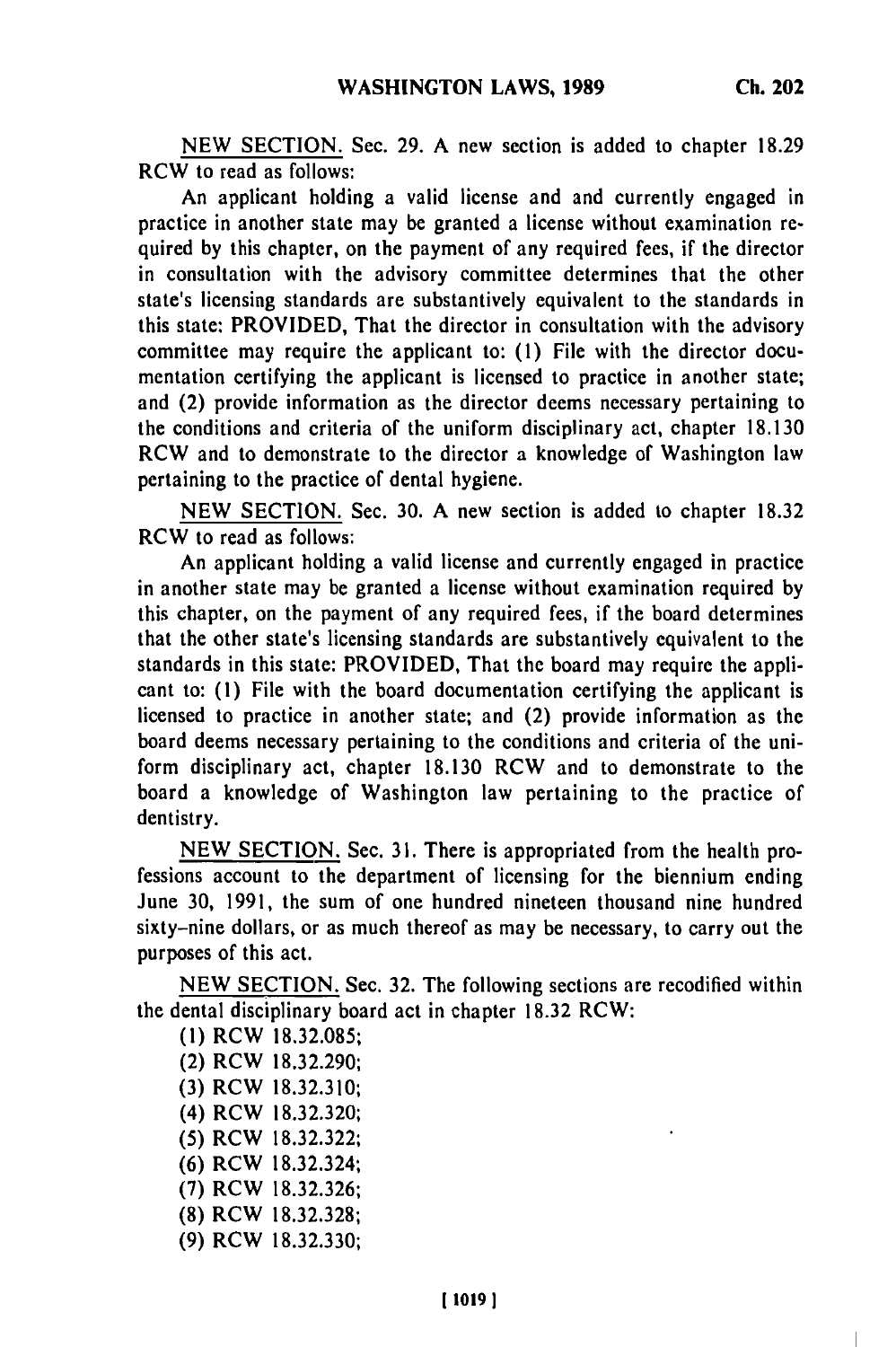NEW SECTION. Sec. 29. A new section is added to chapter 18.29 RCW to read as follows:

An applicant holding a valid license and and currently engaged in practice in another state may be granted a license without examination required by this chapter, on the payment of any required fees, if the director in consultation with the advisory committee determines that the other state's licensing standards are substantively equivalent to the standards in this state: PROVIDED, That the director in consultation with the advisory committee may require the applicant to: (1) File with the director documentation certifying the applicant is licensed to practice in another state; and (2) provide information as the director deems necessary pertaining to the conditions and criteria of the uniform disciplinary act, chapter 18.130 RCW and to demonstrate to the director a knowledge of Washington law pertaining to the practice of dental hygiene.

NEW SECTION. Sec. 30. A new section is added to chapter 18.32 RCW to read as follows:

An applicant holding a valid license and currently engaged in practice in another state may be granted a license without examination required by this chapter, on the payment of any required fees, if the board determines that the other state's licensing standards are substantively equivalent to the standards in this state: PROVIDED, That the board may require the applicant to: (1) File with the board documentation certifying the applicant is licensed to practice in another state; and (2) provide information as the board deems necessary pertaining to the conditions and criteria of the uniform disciplinary act, chapter 18.130 RCW and to demonstrate to the board a knowledge of Washington law pertaining to the practice of dentistry.

NEW SECTION. Sec. 31. There is appropriated from the health professions account to the department of licensing for the biennium ending June 30, 1991, the sum of one hundred nineteen thousand nine hundred sixty-nine dollars, or as much thereof as may be necessary, to carry out the purposes of this act.

NEW SECTION. Sec. 32. The following sections are recodified within the dental disciplinary board act in chapter 18.32 RCW:

(1) RCW 18.32.085;
(2) RCW 18.32.290;
(3) RCW 18.32.310;
(4) RCW 18.32.320;
(5) RCW 18.32.322;
(6) RCW 18.32.324;
(7) RCW 18.32.326;
(8) RCW 18.32.328;
(9) RCW 18.32.330;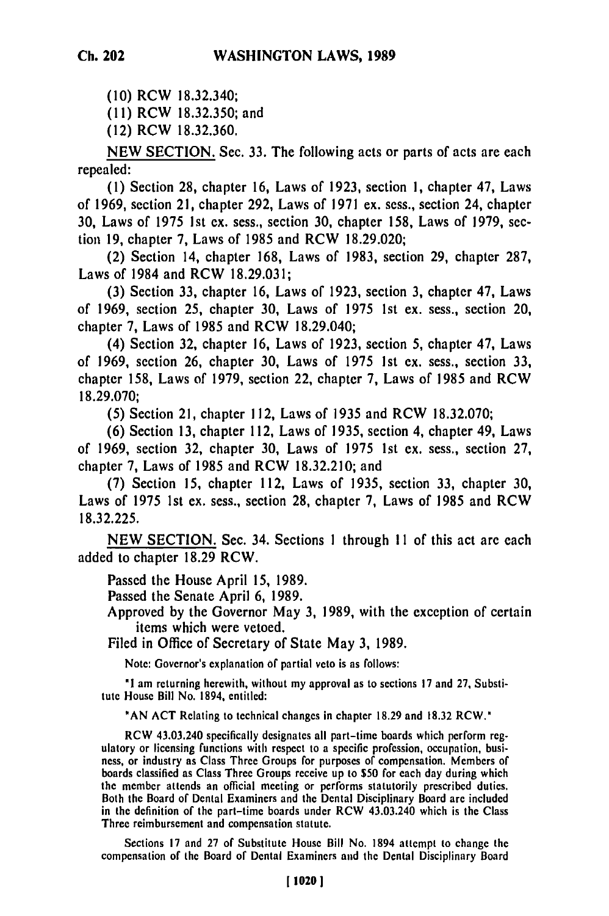(10) RCW 18.32.340;

(11) RCW 18.32.350; and

(12) RCW 18.32.360.

NEW SECTION. Sec. 33. The following acts or parts of acts are each repealed:

(1) Section 28, chapter 16, Laws of 1923, section 1, chapter 47, Laws of 1969, section 21, chapter 292, Laws of 1971 ex. sess., section 24, chapter 30, Laws of 1975 1st ex. sess., section 30, chapter 158, Laws of 1979, section 19, chapter 7, Laws of 1985 and RCW 18.29.020;

(2) Section 14, chapter 168, Laws of 1983, section 29, chapter 287, Laws of 1984 and RCW 18.29.031;

(3) Section 33, chapter 16, Laws of 1923, section 3, chapter 47, Laws of 1969, section 25, chapter 30, Laws of 1975 1st ex. sess., section 20, chapter 7, Laws of 1985 and RCW 18.29.040;

(4) Section 32, chapter 16, Laws of 1923, section 5, chapter 47, Laws of 1969, section 26, chapter 30, Laws of 1975 1st ex. sess., section 33, chapter 158, Laws of 1979, section 22, chapter 7, Laws of 1985 and RCW 18.29.070;

(5) Section 21, chapter 112, Laws of 1935 and RCW 18.32.070;

(6) Section 13, chapter 112, Laws of 1935, section 4, chapter 49, Laws of 1969, section 32, chapter 30, Laws of 1975 1st ex. sess., section 27, chapter 7, Laws of 1985 and RCW 18.32.210; and

(7) Section 15, chapter 112, Laws of 1935, section 33, chapter 30, Laws of 1975 1st ex. sess., section 28, chapter 7, Laws of 1985 and RCW 18.32.225.

NEW SECTION. Sec. 34. Sections 1 through 11 of this act are each added to chapter 18.29 RCW.

Passed the House April 15, 1989.

Passed the Senate April 6, 1989.

Approved by the Governor May 3, 1989, with the exception of certain items which were vetoed.

Filed in Office of Secretary of State May 3, 1989.

Note: Governor's explanation of partial veto is as follows:

"I am returning herewith, without my approval as to sections 17 and 27, Substitute House Bill No. 1894, entitled:

"AN ACT Relating to technical changes in chapter 18.29 and 18.32 RCW."

RCW 43.03.240 specifically designates all part-time boards which perform regulatory or licensing functions with respect to a specific profession, occupation, business, or industry as Class Three Groups for purposes of compensation. Members of boards classified as Class Three Groups receive up to $50 for each day during which the member attends an official meeting or performs statutorily prescribed duties. Both the Board of Dental Examiners and the Dental Disciplinary Board are included in the definition of the part-time boards under RCW 43.03.240 which is the Class Three reimbursement and compensation statute.

Sections 17 and 27 of Substitute House Bill No. 1894 attempt to change the compensation of the Board of Dental Examiners and the Dental Disciplinary Board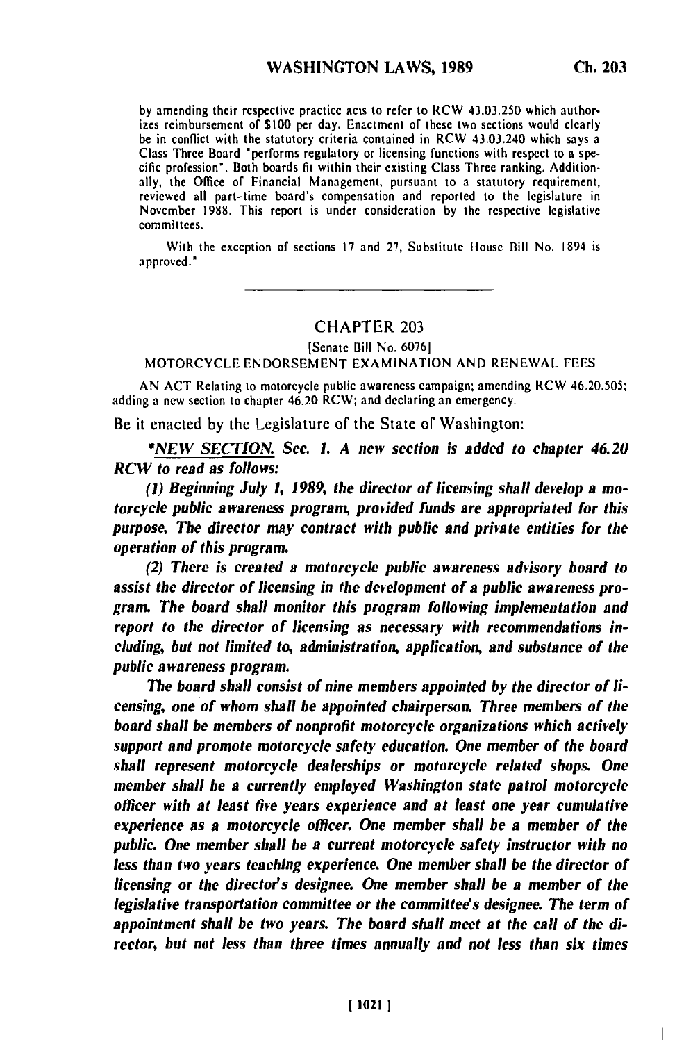by amending their respective practice acts to refer to RCW 43.03.250 which authorizes reimbursement of $100 per day. Enactment of these two sections would clearly be in conflict with the statutory criteria contained in RCW 43.03.240 which says a Class Three Board "performs regulatory or licensing functions with respect to a specific profession". Both boards fit within their existing Class Three ranking. Additionally, the Office of Financial Management, pursuant to a statutory requirement, reviewed all part-time board's compensation and reported to the legislature in November 1988. This report is under consideration by the respective legislative committees.

With the exception of sections 17 and 27, Substitute House Bill No. 1894 is approved."

---

## CHAPTER 203

[Senate Bill No. 6076]

MOTORCYCLE ENDORSEMENT EXAMINATION AND RENEWAL FEES

AN ACT Relating to motorcycle public awareness campaign; amending RCW 46.20.505; adding a new section to chapter 46.20 RCW; and declaring an emergency.

Be it enacted by the Legislature of the State of Washington:

*\*NEW SECTION. Sec. 1. A new section is added to chapter 46.20 RCW to read as follows:*

*(1) Beginning July 1, 1989, the director of licensing shall develop a motorcycle public awareness program, provided funds are appropriated for this purpose. The director may contract with public and private entities for the operation of this program.*

*(2) There is created a motorcycle public awareness advisory board to assist the director of licensing in the development of a public awareness program. The board shall monitor this program following implementation and report to the director of licensing as necessary with recommendations including, but not limited to, administration, application, and substance of the public awareness program.*

*The board shall consist of nine members appointed by the director of licensing, one of whom shall be appointed chairperson. Three members of the board shall be members of nonprofit motorcycle organizations which actively support and promote motorcycle safety education. One member of the board shall represent motorcycle dealerships or motorcycle related shops. One member shall be a currently employed Washington state patrol motorcycle officer with at least five years experience and at least one year cumulative experience as a motorcycle officer. One member shall be a member of the public. One member shall be a current motorcycle safety instructor with no less than two years teaching experience. One member shall be the director of licensing or the director's designee. One member shall be a member of the legislative transportation committee or the committee's designee. The term of appointment shall be two years. The board shall meet at the call of the director, but not less than three times annually and not less than six times*